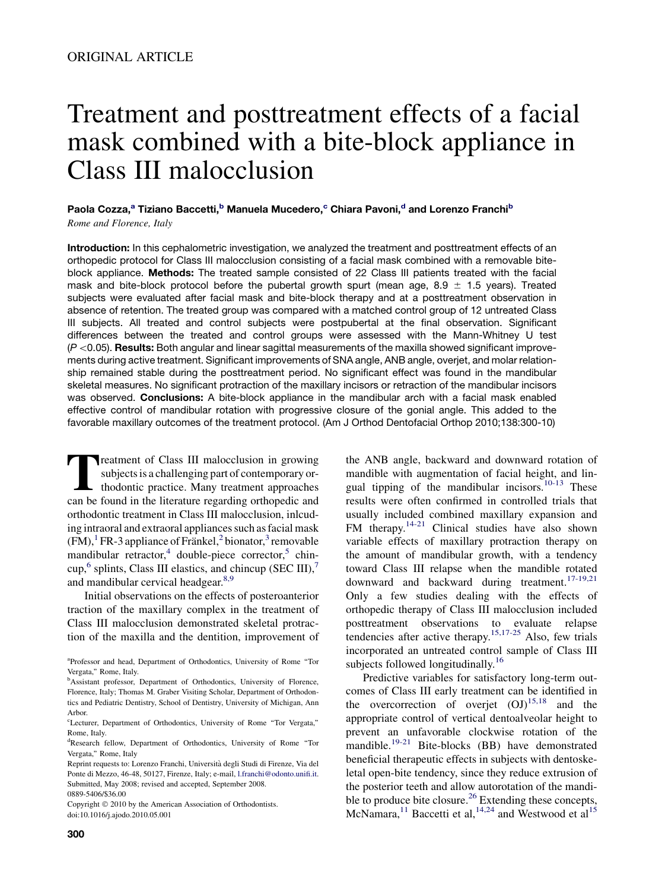ORIGINAL ARTICLE

# Treatment and posttreatment effects of a facial mask combined with a bite-block appliance in Class III malocclusion

**Paola Cozza,[a] Tiziano Baccetti,[b] Manuela Mucedero,[c] Chiara Pavoni,[d] and Lorenzo Franchi[b]**

*Rome and Florence, Italy*

**Introduction:** In this cephalometric investigation, we analyzed the treatment and posttreatment effects of an orthopedic protocol for Class III malocclusion consisting of a facial mask combined with a removable bite-block appliance. **Methods:** The treated sample consisted of 22 Class III patients treated with the facial mask and bite-block protocol before the pubertal growth spurt (mean age, 8.9 ± 1.5 years). Treated subjects were evaluated after facial mask and bite-block therapy and at a posttreatment observation in absence of retention. The treated group was compared with a matched control group of 12 untreated Class III subjects. All treated and control subjects were postpubertal at the final observation. Significant differences between the treated and control groups were assessed with the Mann-Whitney U test ($P < 0.05$). **Results:** Both angular and linear sagittal measurements of the maxilla showed significant improvements during active treatment. Significant improvements of SNA angle, ANB angle, overjet, and molar relationship remained stable during the posttreatment period. No significant effect was found in the mandibular skeletal measures. No significant protraction of the maxillary incisors or retraction of the mandibular incisors was observed. **Conclusions:** A bite-block appliance in the mandibular arch with a facial mask enabled effective control of mandibular rotation with progressive closure of the gonial angle. This added to the favorable maxillary outcomes of the treatment protocol. (Am J Orthod Dentofacial Orthop 2010;138:300-10)

Treatment of Class III malocclusion in growing subjects is a challenging part of contemporary orthodontic practice. Many treatment approaches can be found in the literature regarding orthopedic and orthodontic treatment in Class III malocclusion, inlcuding intraoral and extraoral appliances such as facial mask (FM),[1] FR-3 appliance of Fränkel,[2] bionator,[3] removable mandibular retractor,[4] double-piece corrector,[5] chincup,[6] splints, Class III elastics, and chincup (SEC III),[7] and mandibular cervical headgear.[8,9]

Initial observations on the effects of posteroanterior traction of the maxillary complex in the treatment of Class III malocclusion demonstrated skeletal protraction of the maxilla and the dentition, improvement of the ANB angle, backward and downward rotation of mandible with augmentation of facial height, and lingual tipping of the mandibular incisors.[10-13] These results were often confirmed in controlled trials that usually included combined maxillary expansion and FM therapy.[14-21] Clinical studies have also shown variable effects of maxillary protraction therapy on the amount of mandibular growth, with a tendency toward Class III relapse when the mandible rotated downward and backward during treatment.[17-19,21] Only a few studies dealing with the effects of orthopedic therapy of Class III malocclusion included posttreatment observations to evaluate relapse tendencies after active therapy.[15,17-25] Also, few trials incorporated an untreated control sample of Class III subjects followed longitudinally.[16]

Predictive variables for satisfactory long-term outcomes of Class III early treatment can be identified in the overcorrection of overjet (OJ)[15,18] and the appropriate control of vertical dentoalveolar height to prevent an unfavorable clockwise rotation of the mandible.[19-21] Bite-blocks (BB) have demonstrated beneficial therapeutic effects in subjects with dentoskeletal open-bite tendency, since they reduce extrusion of the posterior teeth and allow autorotation of the mandible to produce bite closure.[26] Extending these concepts, McNamara,[11] Baccetti et al,[14,24] and Westwood et al[15]

[a]Professor and head, Department of Orthodontics, University of Rome "Tor Vergata," Rome, Italy.

[b]Assistant professor, Department of Orthodontics, University of Florence, Florence, Italy; Thomas M. Graber Visiting Scholar, Department of Orthodontics and Pediatric Dentistry, School of Dentistry, University of Michigan, Ann Arbor.

[c]Lecturer, Department of Orthodontics, University of Rome "Tor Vergata," Rome, Italy.

[d]Research fellow, Department of Orthodontics, University of Rome "Tor Vergata," Rome, Italy

Reprint requests to: Lorenzo Franchi, Università degli Studi di Firenze, Via del Ponte di Mezzo, 46-48, 50127, Firenze, Italy; e-mail, l.franchi@odonto.unifi.it.

Submitted, May 2008; revised and accepted, September 2008.

0889-5406/$36.00

Copyright © 2010 by the American Association of Orthodontists.

doi:10.1016/j.ajodo.2010.05.001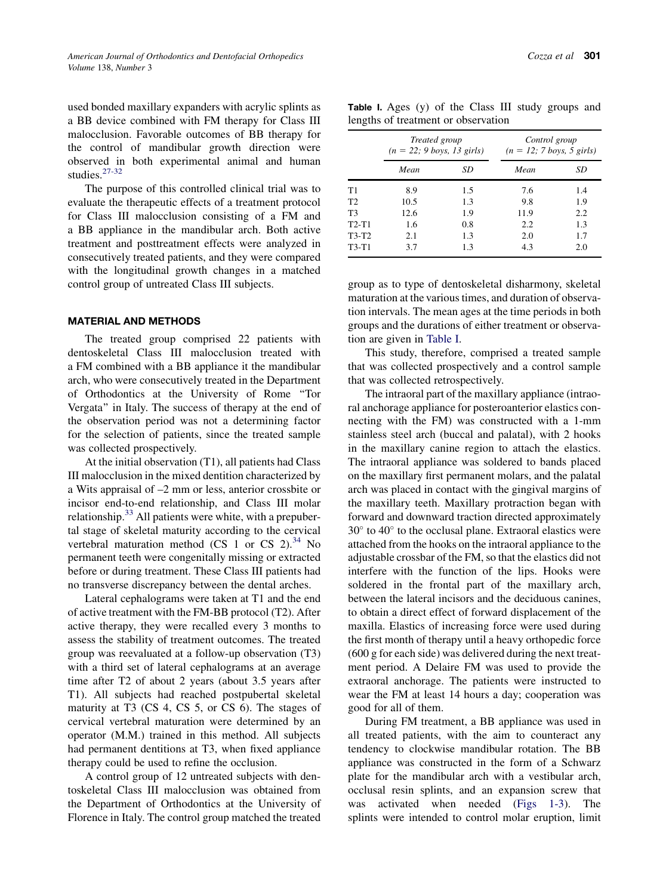used bonded maxillary expanders with acrylic splints as a BB device combined with FM therapy for Class III malocclusion. Favorable outcomes of BB therapy for the control of mandibular growth direction were observed in both experimental animal and human studies.[27-32]

The purpose of this controlled clinical trial was to evaluate the therapeutic effects of a treatment protocol for Class III malocclusion consisting of a FM and a BB appliance in the mandibular arch. Both active treatment and posttreatment effects were analyzed in consecutively treated patients, and they were compared with the longitudinal growth changes in a matched control group of untreated Class III subjects.

## MATERIAL AND METHODS

The treated group comprised 22 patients with dentoskeletal Class III malocclusion treated with a FM combined with a BB appliance it the mandibular arch, who were consecutively treated in the Department of Orthodontics at the University of Rome "Tor Vergata" in Italy. The success of therapy at the end of the observation period was not a determining factor for the selection of patients, since the treated sample was collected prospectively.

At the initial observation (T1), all patients had Class III malocclusion in the mixed dentition characterized by a Wits appraisal of –2 mm or less, anterior crossbite or incisor end-to-end relationship, and Class III molar relationship.[33] All patients were white, with a prepubertal stage of skeletal maturity according to the cervical vertebral maturation method (CS 1 or CS 2).[34] No permanent teeth were congenitally missing or extracted before or during treatment. These Class III patients had no transverse discrepancy between the dental arches.

Lateral cephalograms were taken at T1 and the end of active treatment with the FM-BB protocol (T2). After active therapy, they were recalled every 3 months to assess the stability of treatment outcomes. The treated group was reevaluated at a follow-up observation (T3) with a third set of lateral cephalograms at an average time after T2 of about 2 years (about 3.5 years after T1). All subjects had reached postpubertal skeletal maturity at T3 (CS 4, CS 5, or CS 6). The stages of cervical vertebral maturation were determined by an operator (M.M.) trained in this method. All subjects had permanent dentitions at T3, when fixed appliance therapy could be used to refine the occlusion.

A control group of 12 untreated subjects with dentoskeletal Class III malocclusion was obtained from the Department of Orthodontics at the University of Florence in Italy. The control group matched the treated group as to type of dentoskeletal disharmony, skeletal maturation at the various times, and duration of observation intervals. The mean ages at the time periods in both groups and the durations of either treatment or observation are given in Table I.

**Table I.** Ages (y) of the Class III study groups and lengths of treatment or observation

| | *Treated group (n = 22; 9 boys, 13 girls)* | | *Control group (n = 12; 7 boys, 5 girls)* | |
|---|---|---|---|---|
| | *Mean* | *SD* | *Mean* | *SD* |
| T1 | 8.9 | 1.5 | 7.6 | 1.4 |
| T2 | 10.5 | 1.3 | 9.8 | 1.9 |
| T3 | 12.6 | 1.9 | 11.9 | 2.2 |
| T2-T1 | 1.6 | 0.8 | 2.2 | 1.3 |
| T3-T2 | 2.1 | 1.3 | 2.0 | 1.7 |
| T3-T1 | 3.7 | 1.3 | 4.3 | 2.0 |

This study, therefore, comprised a treated sample that was collected prospectively and a control sample that was collected retrospectively.

The intraoral part of the maxillary appliance (intraoral anchorage appliance for posteroanterior elastics connecting with the FM) was constructed with a 1-mm stainless steel arch (buccal and palatal), with 2 hooks in the maxillary canine region to attach the elastics. The intraoral appliance was soldered to bands placed on the maxillary first permanent molars, and the palatal arch was placed in contact with the gingival margins of the maxillary teeth. Maxillary protraction began with forward and downward traction directed approximately 30° to 40° to the occlusal plane. Extraoral elastics were attached from the hooks on the intraoral appliance to the adjustable crossbar of the FM, so that the elastics did not interfere with the function of the lips. Hooks were soldered in the frontal part of the maxillary arch, between the lateral incisors and the deciduous canines, to obtain a direct effect of forward displacement of the maxilla. Elastics of increasing force were used during the first month of therapy until a heavy orthopedic force (600 g for each side) was delivered during the next treatment period. A Delaire FM was used to provide the extraoral anchorage. The patients were instructed to wear the FM at least 14 hours a day; cooperation was good for all of them.

During FM treatment, a BB appliance was used in all treated patients, with the aim to counteract any tendency to clockwise mandibular rotation. The BB appliance was constructed in the form of a Schwarz plate for the mandibular arch with a vestibular arch, occlusal resin splints, and an expansion screw that was activated when needed (Figs 1-3). The splints were intended to control molar eruption, limit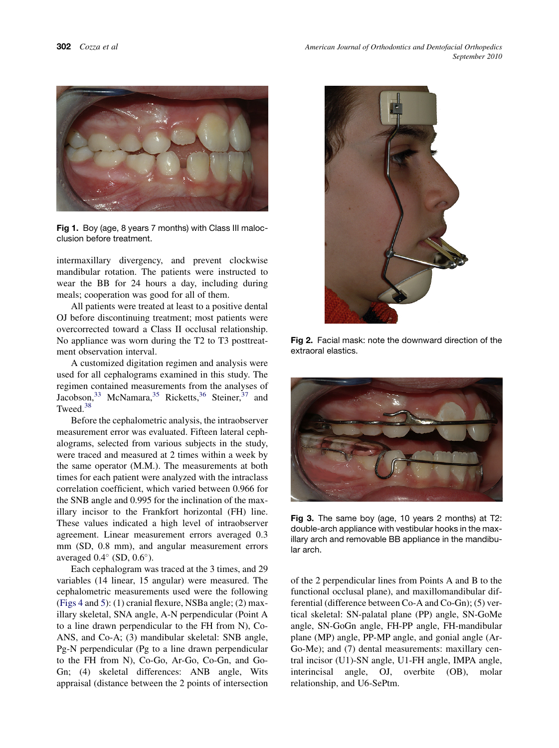Fig 1. Boy (age, 8 years 7 months) with Class III malocclusion before treatment.

intermaxillary divergency, and prevent clockwise mandibular rotation. The patients were instructed to wear the BB for 24 hours a day, including during meals; cooperation was good for all of them.

All patients were treated at least to a positive dental OJ before discontinuing treatment; most patients were overcorrected toward a Class II occlusal relationship. No appliance was worn during the T2 to T3 posttreatment observation interval.

A customized digitation regimen and analysis were used for all cephalograms examined in this study. The regimen contained measurements from the analyses of Jacobson,[33] McNamara,[35] Ricketts,[36] Steiner,[37] and Tweed.[38]

Before the cephalometric analysis, the intraobserver measurement error was evaluated. Fifteen lateral cephalograms, selected from various subjects in the study, were traced and measured at 2 times within a week by the same operator (M.M.). The measurements at both times for each patient were analyzed with the intraclass correlation coefficient, which varied between 0.966 for the SNB angle and 0.995 for the inclination of the maxillary incisor to the Frankfort horizontal (FH) line. These values indicated a high level of intraobserver agreement. Linear measurement errors averaged 0.3 mm (SD, 0.8 mm), and angular measurement errors averaged 0.4° (SD, 0.6°).

Each cephalogram was traced at the 3 times, and 29 variables (14 linear, 15 angular) were measured. The cephalometric measurements used were the following (Figs 4 and 5): (1) cranial flexure, NSBa angle; (2) maxillary skeletal, SNA angle, A-N perpendicular (Point A to a line drawn perpendicular to the FH from N), Co-ANS, and Co-A; (3) mandibular skeletal: SNB angle, Pg-N perpendicular (Pg to a line drawn perpendicular to the FH from N), Co-Go, Ar-Go, Co-Gn, and Go-Gn; (4) skeletal differences: ANB angle, Wits appraisal (distance between the 2 points of intersection of the 2 perpendicular lines from Points A and B to the functional occlusal plane), and maxillomandibular differential (difference between Co-A and Co-Gn); (5) vertical skeletal: SN-palatal plane (PP) angle, SN-GoMe angle, SN-GoGn angle, FH-PP angle, FH-mandibular plane (MP) angle, PP-MP angle, and gonial angle (Ar-Go-Me); and (7) dental measurements: maxillary central incisor (U1)-SN angle, U1-FH angle, IMPA angle, interincisal angle, OJ, overbite (OB), molar relationship, and U6-SePtm.

Fig 2. Facial mask: note the downward direction of the extraoral elastics.

Fig 3. The same boy (age, 10 years 2 months) at T2: double-arch appliance with vestibular hooks in the maxillary arch and removable BB appliance in the mandibular arch.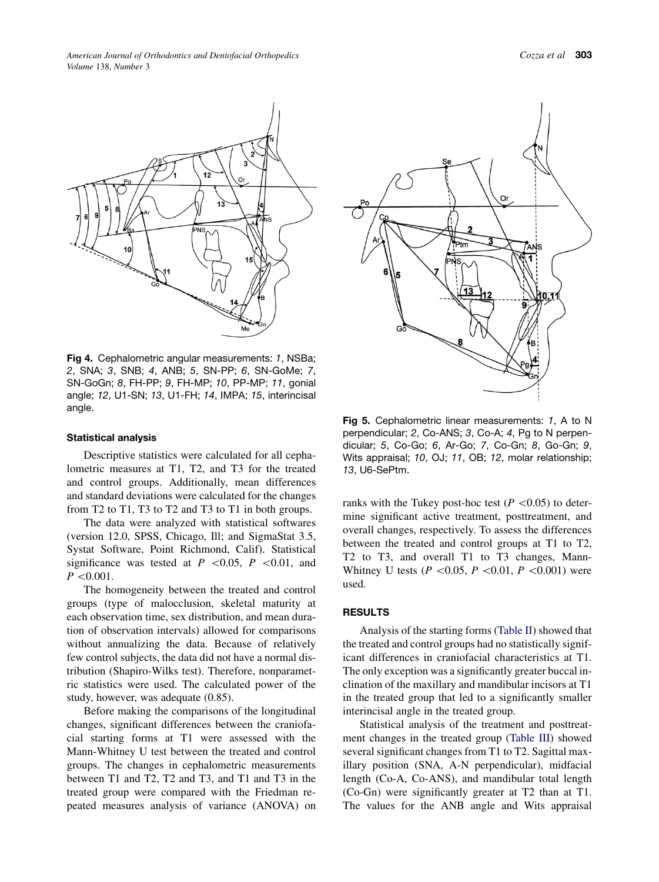**Fig 4.** Cephalometric angular measurements: *1*, NSBa; *2*, SNA; *3*, SNB; *4*, ANB; *5*, SN-PP; *6*, SN-GoMe; *7*, SN-GoGn; *8*, FH-PP; *9*, FH-MP; *10*, PP-MP; *11*, gonial angle; *12*, U1-SN; *13*, U1-FH; *14*, IMPA; *15*, interincisal angle.

**Fig 5.** Cephalometric linear measurements: *1*, A to N perpendicular; *2*, Co-ANS; *3*, Co-A; *4*, Pg to N perpendicular; *5*, Co-Go; *6*, Ar-Go; *7*, Co-Gn; *8*, Go-Gn; *9*, Wits appraisal; *10*, OJ; *11*, OB; *12*, molar relationship; *13*, U6-SePtm.

#### Statistical analysis

Descriptive statistics were calculated for all cephalometric measures at T1, T2, and T3 for the treated and control groups. Additionally, mean differences and standard deviations were calculated for the changes from T2 to T1, T3 to T2 and T3 to T1 in both groups.

The data were analyzed with statistical softwares (version 12.0, SPSS, Chicago, Ill; and SigmaStat 3.5, Systat Software, Point Richmond, Calif). Statistical significance was tested at $P < 0.05$, $P < 0.01$, and $P < 0.001$.

The homogeneity between the treated and control groups (type of malocclusion, skeletal maturity at each observation time, sex distribution, and mean duration of observation intervals) allowed for comparisons without annualizing the data. Because of relatively few control subjects, the data did not have a normal distribution (Shapiro-Wilks test). Therefore, nonparametric statistics were used. The calculated power of the study, however, was adequate (0.85).

Before making the comparisons of the longitudinal changes, significant differences between the craniofacial starting forms at T1 were assessed with the Mann-Whitney U test between the treated and control groups. The changes in cephalometric measurements between T1 and T2, T2 and T3, and T1 and T3 in the treated group were compared with the Friedman repeated measures analysis of variance (ANOVA) on ranks with the Tukey post-hoc test ($P < 0.05$) to determine significant active treatment, posttreatment, and overall changes, respectively. To assess the differences between the treated and control groups at T1 to T2, T2 to T3, and overall T1 to T3 changes, Mann-Whitney U tests ($P < 0.05$, $P < 0.01$, $P < 0.001$) were used.

## RESULTS

Analysis of the starting forms (Table II) showed that the treated and control groups had no statistically significant differences in craniofacial characteristics at T1. The only exception was a significantly greater buccal inclination of the maxillary and mandibular incisors at T1 in the treated group that led to a significantly smaller interincisal angle in the treated group.

Statistical analysis of the treatment and posttreatment changes in the treated group (Table III) showed several significant changes from T1 to T2. Sagittal maxillary position (SNA, A-N perpendicular), midfacial length (Co-A, Co-ANS), and mandibular total length (Co-Gn) were significantly greater at T2 than at T1. The values for the ANB angle and Wits appraisal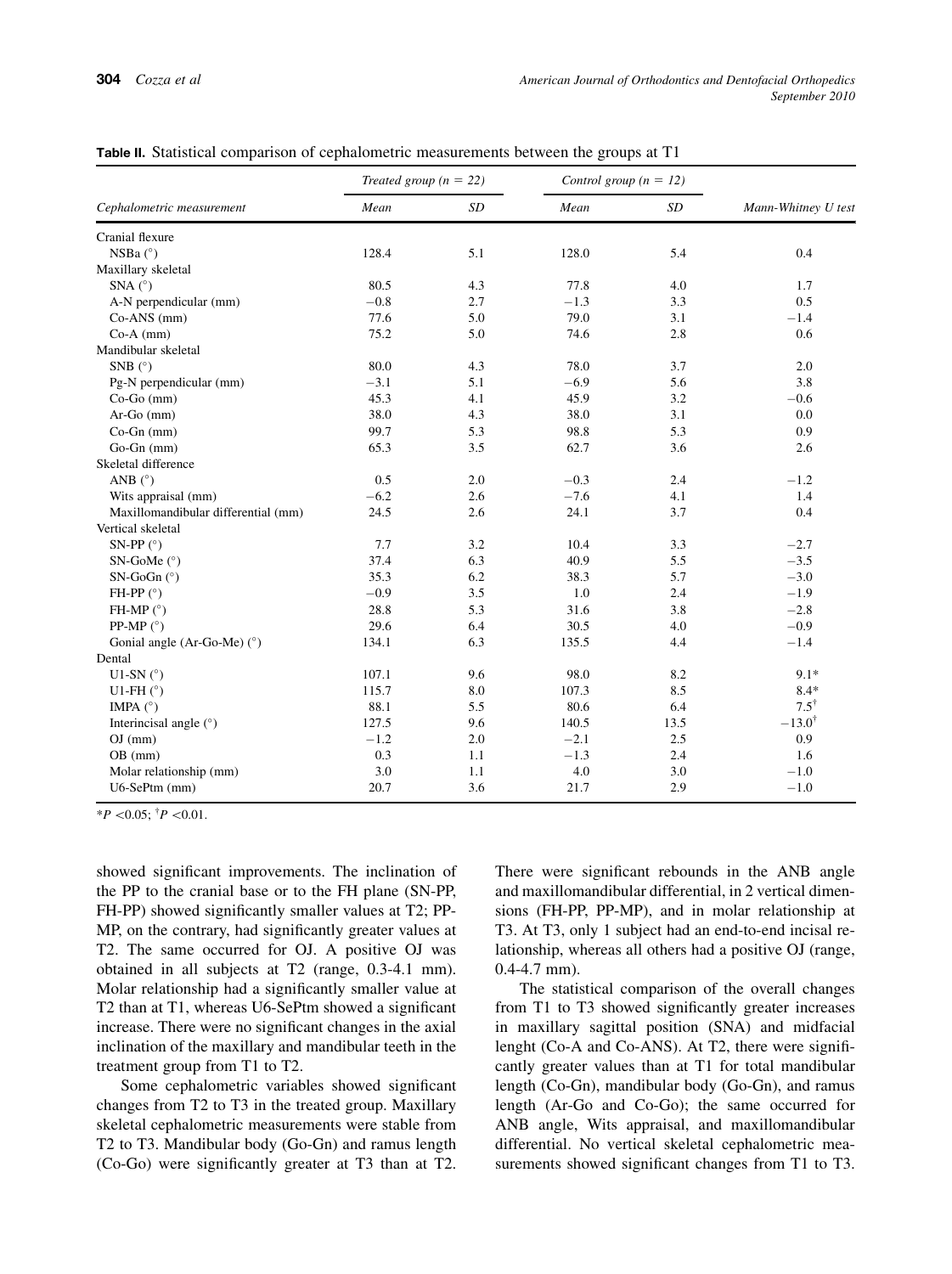**Table II.** Statistical comparison of cephalometric measurements between the groups at T1

| Cephalometric measurement | Treated group (n = 22) | | Control group (n = 12) | | Mann-Whitney U test |
|---|---|---|---|---|---|
| | Mean | SD | Mean | SD | |
| Cranial flexure | | | | | |
| NSBa (°) | 128.4 | 5.1 | 128.0 | 5.4 | 0.4 |
| Maxillary skeletal | | | | | |
| SNA (°) | 80.5 | 4.3 | 77.8 | 4.0 | 1.7 |
| A-N perpendicular (mm) | −0.8 | 2.7 | −1.3 | 3.3 | 0.5 |
| Co-ANS (mm) | 77.6 | 5.0 | 79.0 | 3.1 | −1.4 |
| Co-A (mm) | 75.2 | 5.0 | 74.6 | 2.8 | 0.6 |
| Mandibular skeletal | | | | | |
| SNB (°) | 80.0 | 4.3 | 78.0 | 3.7 | 2.0 |
| Pg-N perpendicular (mm) | −3.1 | 5.1 | −6.9 | 5.6 | 3.8 |
| Co-Go (mm) | 45.3 | 4.1 | 45.9 | 3.2 | −0.6 |
| Ar-Go (mm) | 38.0 | 4.3 | 38.0 | 3.1 | 0.0 |
| Co-Gn (mm) | 99.7 | 5.3 | 98.8 | 5.3 | 0.9 |
| Go-Gn (mm) | 65.3 | 3.5 | 62.7 | 3.6 | 2.6 |
| Skeletal difference | | | | | |
| ANB (°) | 0.5 | 2.0 | −0.3 | 2.4 | −1.2 |
| Wits appraisal (mm) | −6.2 | 2.6 | −7.6 | 4.1 | 1.4 |
| Maxillomandibular differential (mm) | 24.5 | 2.6 | 24.1 | 3.7 | 0.4 |
| Vertical skeletal | | | | | |
| SN-PP (°) | 7.7 | 3.2 | 10.4 | 3.3 | −2.7 |
| SN-GoMe (°) | 37.4 | 6.3 | 40.9 | 5.5 | −3.5 |
| SN-GoGn (°) | 35.3 | 6.2 | 38.3 | 5.7 | −3.0 |
| FH-PP (°) | −0.9 | 3.5 | 1.0 | 2.4 | −1.9 |
| FH-MP (°) | 28.8 | 5.3 | 31.6 | 3.8 | −2.8 |
| PP-MP (°) | 29.6 | 6.4 | 30.5 | 4.0 | −0.9 |
| Gonial angle (Ar-Go-Me) (°) | 134.1 | 6.3 | 135.5 | 4.4 | −1.4 |
| Dental | | | | | |
| U1-SN (°) | 107.1 | 9.6 | 98.0 | 8.2 | 9.1* |
| U1-FH (°) | 115.7 | 8.0 | 107.3 | 8.5 | 8.4* |
| IMPA (°) | 88.1 | 5.5 | 80.6 | 6.4 | 7.5[†] |
| Interincisal angle (°) | 127.5 | 9.6 | 140.5 | 13.5 | −13.0[†] |
| OJ (mm) | −1.2 | 2.0 | −2.1 | 2.5 | 0.9 |
| OB (mm) | 0.3 | 1.1 | −1.3 | 2.4 | 1.6 |
| Molar relationship (mm) | 3.0 | 1.1 | 4.0 | 3.0 | −1.0 |
| U6-SePtm (mm) | 20.7 | 3.6 | 21.7 | 2.9 | −1.0 |

*$P < 0.05$; †$P < 0.01$.

showed significant improvements. The inclination of the PP to the cranial base or to the FH plane (SN-PP, FH-PP) showed significantly smaller values at T2; PP-MP, on the contrary, had significantly greater values at T2. The same occurred for OJ. A positive OJ was obtained in all subjects at T2 (range, 0.3-4.1 mm). Molar relationship had a significantly smaller value at T2 than at T1, whereas U6-SePtm showed a significant increase. There were no significant changes in the axial inclination of the maxillary and mandibular teeth in the treatment group from T1 to T2.

Some cephalometric variables showed significant changes from T2 to T3 in the treated group. Maxillary skeletal cephalometric measurements were stable from T2 to T3. Mandibular body (Go-Gn) and ramus length (Co-Go) were significantly greater at T3 than at T2. There were significant rebounds in the ANB angle and maxillomandibular differential, in 2 vertical dimensions (FH-PP, PP-MP), and in molar relationship at T3. At T3, only 1 subject had an end-to-end incisal relationship, whereas all others had a positive OJ (range, 0.4-4.7 mm).

The statistical comparison of the overall changes from T1 to T3 showed significantly greater increases in maxillary sagittal position (SNA) and midfacial lenght (Co-A and Co-ANS). At T2, there were significantly greater values than at T1 for total mandibular length (Co-Gn), mandibular body (Go-Gn), and ramus length (Ar-Go and Co-Go); the same occurred for ANB angle, Wits appraisal, and maxillomandibular differential. No vertical skeletal cephalometric measurements showed significant changes from T1 to T3.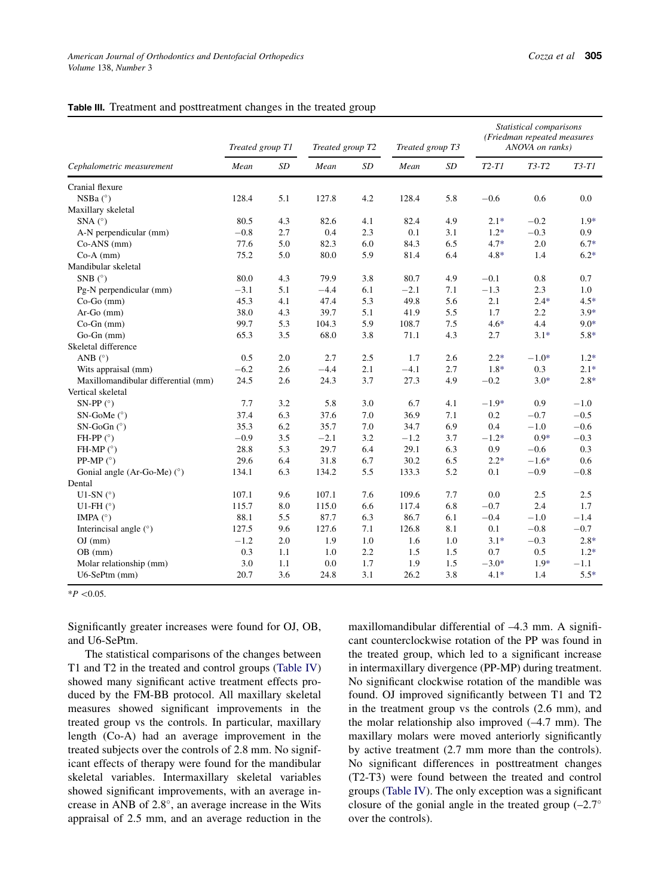**Table III.** Treatment and posttreatment changes in the treated group

| Cephalometric measurement | Treated group T1 | | Treated group T2 | | Treated group T3 | | Statistical comparisons (Friedman repeated measures ANOVA on ranks) | | |
|---|---|---|---|---|---|---|---|---|---|
| | Mean | SD | Mean | SD | Mean | SD | T2-T1 | T3-T2 | T3-T1 |
| Cranial flexure | | | | | | | | | |
| NSBa (°) | 128.4 | 5.1 | 127.8 | 4.2 | 128.4 | 5.8 | −0.6 | 0.6 | 0.0 |
| Maxillary skeletal | | | | | | | | | |
| SNA (°) | 80.5 | 4.3 | 82.6 | 4.1 | 82.4 | 4.9 | 2.1* | −0.2 | 1.9* |
| A-N perpendicular (mm) | −0.8 | 2.7 | 0.4 | 2.3 | 0.1 | 3.1 | 1.2* | −0.3 | 0.9 |
| Co-ANS (mm) | 77.6 | 5.0 | 82.3 | 6.0 | 84.3 | 6.5 | 4.7* | 2.0 | 6.7* |
| Co-A (mm) | 75.2 | 5.0 | 80.0 | 5.9 | 81.4 | 6.4 | 4.8* | 1.4 | 6.2* |
| Mandibular skeletal | | | | | | | | | |
| SNB (°) | 80.0 | 4.3 | 79.9 | 3.8 | 80.7 | 4.9 | −0.1 | 0.8 | 0.7 |
| Pg-N perpendicular (mm) | −3.1 | 5.1 | −4.4 | 6.1 | −2.1 | 7.1 | −1.3 | 2.3 | 1.0 |
| Co-Go (mm) | 45.3 | 4.1 | 47.4 | 5.3 | 49.8 | 5.6 | 2.1 | 2.4* | 4.5* |
| Ar-Go (mm) | 38.0 | 4.3 | 39.7 | 5.1 | 41.9 | 5.5 | 1.7 | 2.2 | 3.9* |
| Co-Gn (mm) | 99.7 | 5.3 | 104.3 | 5.9 | 108.7 | 7.5 | 4.6* | 4.4 | 9.0* |
| Go-Gn (mm) | 65.3 | 3.5 | 68.0 | 3.8 | 71.1 | 4.3 | 2.7 | 3.1* | 5.8* |
| Skeletal difference | | | | | | | | | |
| ANB (°) | 0.5 | 2.0 | 2.7 | 2.5 | 1.7 | 2.6 | 2.2* | −1.0* | 1.2* |
| Wits appraisal (mm) | −6.2 | 2.6 | −4.4 | 2.1 | −4.1 | 2.7 | 1.8* | 0.3 | 2.1* |
| Maxillomandibular differential (mm) | 24.5 | 2.6 | 24.3 | 3.7 | 27.3 | 4.9 | −0.2 | 3.0* | 2.8* |
| Vertical skeletal | | | | | | | | | |
| SN-PP (°) | 7.7 | 3.2 | 5.8 | 3.0 | 6.7 | 4.1 | −1.9* | 0.9 | −1.0 |
| SN-GoMe (°) | 37.4 | 6.3 | 37.6 | 7.0 | 36.9 | 7.1 | 0.2 | −0.7 | −0.5 |
| SN-GoGn (°) | 35.3 | 6.2 | 35.7 | 7.0 | 34.7 | 6.9 | 0.4 | −1.0 | −0.6 |
| FH-PP (°) | −0.9 | 3.5 | −2.1 | 3.2 | −1.2 | 3.7 | −1.2* | 0.9* | −0.3 |
| FH-MP (°) | 28.8 | 5.3 | 29.7 | 6.4 | 29.1 | 6.3 | 0.9 | −0.6 | 0.3 |
| PP-MP (°) | 29.6 | 6.4 | 31.8 | 6.7 | 30.2 | 6.5 | 2.2* | −1.6* | 0.6 |
| Gonial angle (Ar-Go-Me) (°) | 134.1 | 6.3 | 134.2 | 5.5 | 133.3 | 5.2 | 0.1 | −0.9 | −0.8 |
| Dental | | | | | | | | | |
| U1-SN (°) | 107.1 | 9.6 | 107.1 | 7.6 | 109.6 | 7.7 | 0.0 | 2.5 | 2.5 |
| U1-FH (°) | 115.7 | 8.0 | 115.0 | 6.6 | 117.4 | 6.8 | −0.7 | 2.4 | 1.7 |
| IMPA (°) | 88.1 | 5.5 | 87.7 | 6.3 | 86.7 | 6.1 | −0.4 | −1.0 | −1.4 |
| Interincisal angle (°) | 127.5 | 9.6 | 127.6 | 7.1 | 126.8 | 8.1 | 0.1 | −0.8 | −0.7 |
| OJ (mm) | −1.2 | 2.0 | 1.9 | 1.0 | 1.6 | 1.0 | 3.1* | −0.3 | 2.8* |
| OB (mm) | 0.3 | 1.1 | 1.0 | 2.2 | 1.5 | 1.5 | 0.7 | 0.5 | 1.2* |
| Molar relationship (mm) | 3.0 | 1.1 | 0.0 | 1.7 | 1.9 | 1.5 | −3.0* | 1.9* | −1.1 |
| U6-SePtm (mm) | 20.7 | 3.6 | 24.8 | 3.1 | 26.2 | 3.8 | 4.1* | 1.4 | 5.5* |

*$P < 0.05$.

Significantly greater increases were found for OJ, OB, and U6-SePtm.

The statistical comparisons of the changes between T1 and T2 in the treated and control groups (Table IV) showed many significant active treatment effects produced by the FM-BB protocol. All maxillary skeletal measures showed significant improvements in the treated group vs the controls. In particular, maxillary length (Co-A) had an average improvement in the treated subjects over the controls of 2.8 mm. No significant effects of therapy were found for the mandibular skeletal variables. Intermaxillary skeletal variables showed significant improvements, with an average increase in ANB of 2.8°, an average increase in the Wits appraisal of 2.5 mm, and an average reduction in the maxillomandibular differential of –4.3 mm. A significant counterclockwise rotation of the PP was found in the treated group, which led to a significant increase in intermaxillary divergence (PP-MP) during treatment. No significant clockwise rotation of the mandible was found. OJ improved significantly between T1 and T2 in the treatment group vs the controls (2.6 mm), and the molar relationship also improved (–4.7 mm). The maxillary molars were moved anteriorly significantly by active treatment (2.7 mm more than the controls). No significant differences in posttreatment changes (T2-T3) were found between the treated and control groups (Table IV). The only exception was a significant closure of the gonial angle in the treated group (–2.7° over the controls).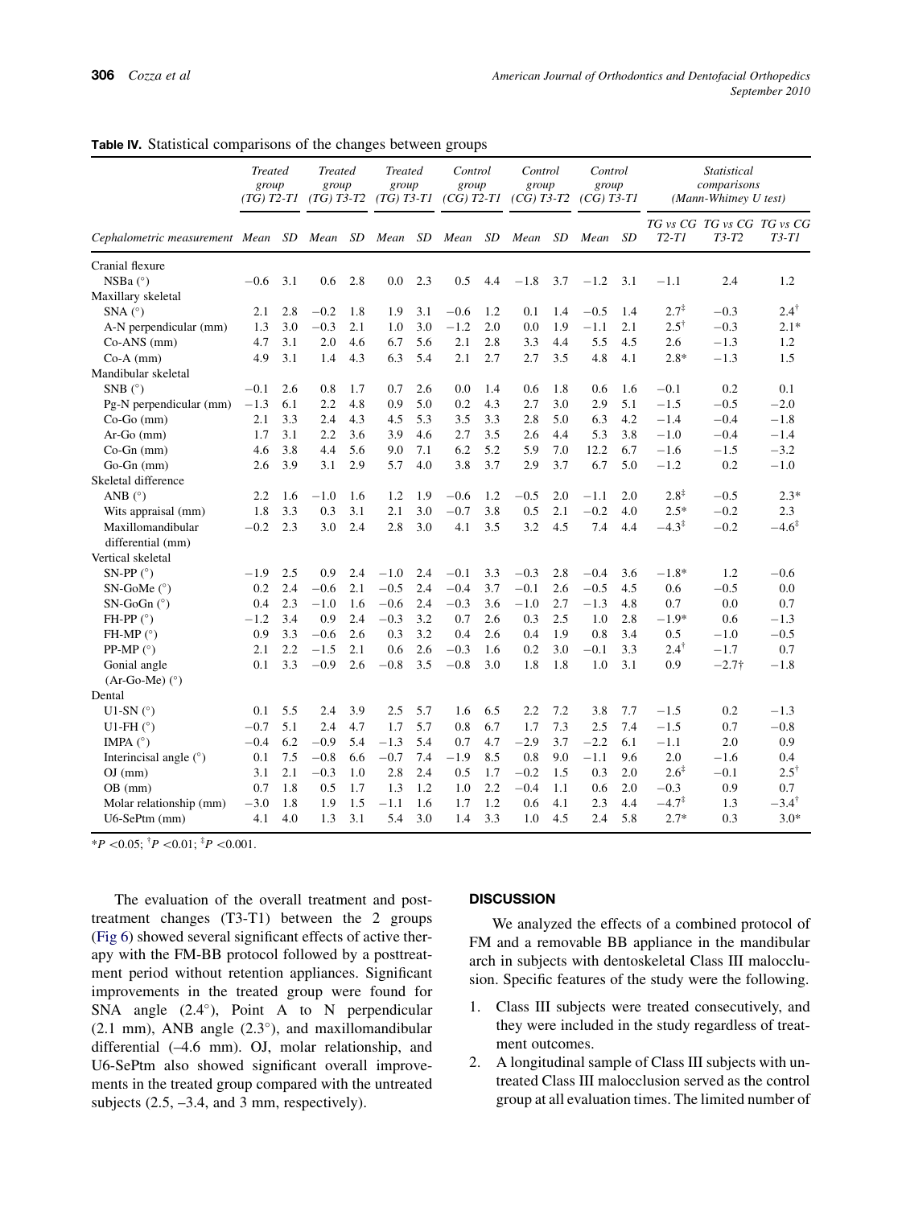**Table IV.** Statistical comparisons of the changes between groups

| Cephalometric measurement | *Treated group (TG) T2-T1* | | *Treated group (TG) T3-T2* | | *Treated group (TG) T3-T1* | | *Control group (CG) T2-T1* | | *Control group (CG) T3-T2* | | *Control group (CG) T3-T1* | | *Statistical comparisons (Mann-Whitney U test)* | | |
|---|---|---|---|---|---|---|---|---|---|---|---|---|---|---|---|
| | *Mean* | *SD* | *Mean* | *SD* | *Mean* | *SD* | *Mean* | *SD* | *Mean* | *SD* | *Mean* | *SD* | *TG vs CG T2-T1* | *TG vs CG T3-T2* | *TG vs CG T3-T1* |
| Cranial flexure | | | | | | | | | | | | | | | |
| NSBa (°) | −0.6 | 3.1 | 0.6 | 2.8 | 0.0 | 2.3 | 0.5 | 4.4 | −1.8 | 3.7 | −1.2 | 3.1 | −1.1 | 2.4 | 1.2 |
| Maxillary skeletal | | | | | | | | | | | | | | | |
| SNA (°) | 2.1 | 2.8 | −0.2 | 1.8 | 1.9 | 3.1 | −0.6 | 1.2 | 0.1 | 1.4 | −0.5 | 1.4 | 2.7‡ | −0.3 | 2.4† |
| A-N perpendicular (mm) | 1.3 | 3.0 | −0.3 | 2.1 | 1.0 | 3.0 | −1.2 | 2.0 | 0.0 | 1.9 | −1.1 | 2.1 | 2.5† | −0.3 | 2.1* |
| Co-ANS (mm) | 4.7 | 3.1 | 2.0 | 4.6 | 6.7 | 5.6 | 2.1 | 2.8 | 3.3 | 4.4 | 5.5 | 4.5 | 2.6 | −1.3 | 1.2 |
| Co-A (mm) | 4.9 | 3.1 | 1.4 | 4.3 | 6.3 | 5.4 | 2.1 | 2.7 | 2.7 | 3.5 | 4.8 | 4.1 | 2.8* | −1.3 | 1.5 |
| Mandibular skeletal | | | | | | | | | | | | | | | |
| SNB (°) | −0.1 | 2.6 | 0.8 | 1.7 | 0.7 | 2.6 | 0.0 | 1.4 | 0.6 | 1.8 | 0.6 | 1.6 | −0.1 | 0.2 | 0.1 |
| Pg-N perpendicular (mm) | −1.3 | 6.1 | 2.2 | 4.8 | 0.9 | 5.0 | 0.2 | 4.3 | 2.7 | 3.0 | 2.9 | 5.1 | −1.5 | −0.5 | −2.0 |
| Co-Go (mm) | 2.1 | 3.3 | 2.4 | 4.3 | 4.5 | 5.3 | 3.5 | 3.3 | 2.8 | 5.0 | 6.3 | 4.2 | −1.4 | −0.4 | −1.8 |
| Ar-Go (mm) | 1.7 | 3.1 | 2.2 | 3.6 | 3.9 | 4.6 | 2.7 | 3.5 | 2.6 | 4.4 | 5.3 | 3.8 | −1.0 | −0.4 | −1.4 |
| Co-Gn (mm) | 4.6 | 3.8 | 4.4 | 5.6 | 9.0 | 7.1 | 6.2 | 5.2 | 5.9 | 7.0 | 12.2 | 6.7 | −1.6 | −1.5 | −3.2 |
| Go-Gn (mm) | 2.6 | 3.9 | 3.1 | 2.9 | 5.7 | 4.0 | 3.8 | 3.7 | 2.9 | 3.7 | 6.7 | 5.0 | −1.2 | 0.2 | −1.0 |
| Skeletal difference | | | | | | | | | | | | | | | |
| ANB (°) | 2.2 | 1.6 | −1.0 | 1.6 | 1.2 | 1.9 | −0.6 | 1.2 | −0.5 | 2.0 | −1.1 | 2.0 | 2.8‡ | −0.5 | 2.3* |
| Wits appraisal (mm) | 1.8 | 3.3 | 0.3 | 3.1 | 2.1 | 3.0 | −0.7 | 3.8 | 0.5 | 2.1 | −0.2 | 4.0 | 2.5* | −0.2 | 2.3 |
| Maxillomandibular differential (mm) | −0.2 | 2.3 | 3.0 | 2.4 | 2.8 | 3.0 | 4.1 | 3.5 | 3.2 | 4.5 | 7.4 | 4.4 | −4.3‡ | −0.2 | −4.6‡ |
| Vertical skeletal | | | | | | | | | | | | | | | |
| SN-PP (°) | −1.9 | 2.5 | 0.9 | 2.4 | −1.0 | 2.4 | −0.1 | 3.3 | −0.3 | 2.8 | −0.4 | 3.6 | −1.8* | 1.2 | −0.6 |
| SN-GoMe (°) | 0.2 | 2.4 | −0.6 | 2.1 | −0.5 | 2.4 | −0.4 | 3.7 | −0.1 | 2.6 | −0.5 | 4.5 | 0.6 | −0.5 | 0.0 |
| SN-GoGn (°) | 0.4 | 2.3 | −1.0 | 1.6 | −0.6 | 2.4 | −0.3 | 3.6 | −1.0 | 2.7 | −1.3 | 4.8 | 0.7 | 0.0 | 0.7 |
| FH-PP (°) | −1.2 | 3.4 | 0.9 | 2.4 | −0.3 | 3.2 | 0.7 | 2.6 | 0.3 | 2.5 | 1.0 | 2.8 | −1.9* | 0.6 | −1.3 |
| FH-MP (°) | 0.9 | 3.3 | −0.6 | 2.6 | 0.3 | 3.2 | 0.4 | 2.6 | 0.4 | 1.9 | 0.8 | 3.4 | 0.5 | −1.0 | −0.5 |
| PP-MP (°) | 2.1 | 2.2 | −1.5 | 2.1 | 0.6 | 2.6 | −0.3 | 1.6 | 0.2 | 3.0 | −0.1 | 3.3 | 2.4† | −1.7 | 0.7 |
| Gonial angle (Ar-Go-Me) (°) | 0.1 | 3.3 | −0.9 | 2.6 | −0.8 | 3.5 | −0.8 | 3.0 | 1.8 | 1.8 | 1.0 | 3.1 | 0.9 | −2.7† | −1.8 |
| Dental | | | | | | | | | | | | | | | |
| U1-SN (°) | 0.1 | 5.5 | 2.4 | 3.9 | 2.5 | 5.7 | 1.6 | 6.5 | 2.2 | 7.2 | 3.8 | 7.7 | −1.5 | 0.2 | −1.3 |
| U1-FH (°) | −0.7 | 5.1 | 2.4 | 4.7 | 1.7 | 5.7 | 0.8 | 6.7 | 1.7 | 7.3 | 2.5 | 7.4 | −1.5 | 0.7 | −0.8 |
| IMPA (°) | −0.4 | 6.2 | −0.9 | 5.4 | −1.3 | 5.4 | 0.7 | 4.7 | −2.9 | 3.7 | −2.2 | 6.1 | −1.1 | 2.0 | 0.9 |
| Interincisal angle (°) | 0.1 | 7.5 | −0.8 | 6.6 | −0.7 | 7.4 | −1.9 | 8.5 | 0.8 | 9.0 | −1.1 | 9.6 | 2.0 | −1.6 | 0.4 |
| OJ (mm) | 3.1 | 2.1 | −0.3 | 1.0 | 2.8 | 2.4 | 0.5 | 1.7 | −0.2 | 1.5 | 0.3 | 2.0 | 2.6‡ | −0.1 | 2.5† |
| OB (mm) | 0.7 | 1.8 | 0.5 | 1.7 | 1.3 | 1.2 | 1.0 | 2.2 | −0.4 | 1.1 | 0.6 | 2.0 | −0.3 | 0.9 | 0.7 |
| Molar relationship (mm) | −3.0 | 1.8 | 1.9 | 1.5 | −1.1 | 1.6 | 1.7 | 1.2 | 0.6 | 4.1 | 2.3 | 4.4 | −4.7‡ | 1.3 | −3.4† |
| U6-SePtm (mm) | 4.1 | 4.0 | 1.3 | 3.1 | 5.4 | 3.0 | 1.4 | 3.3 | 1.0 | 4.5 | 2.4 | 5.8 | 2.7* | 0.3 | 3.0* |

*$P < 0.05$; †$P < 0.01$; ‡$P < 0.001$.

The evaluation of the overall treatment and posttreatment changes (T3-T1) between the 2 groups (Fig 6) showed several significant effects of active therapy with the FM-BB protocol followed by a posttreatment period without retention appliances. Significant improvements in the treated group were found for SNA angle (2.4°), Point A to N perpendicular (2.1 mm), ANB angle (2.3°), and maxillomandibular differential (–4.6 mm). OJ, molar relationship, and U6-SePtm also showed significant overall improvements in the treated group compared with the untreated subjects (2.5, –3.4, and 3 mm, respectively).

## DISCUSSION

We analyzed the effects of a combined protocol of FM and a removable BB appliance in the mandibular arch in subjects with dentoskeletal Class III malocclusion. Specific features of the study were the following.

1. Class III subjects were treated consecutively, and they were included in the study regardless of treatment outcomes.
2. A longitudinal sample of Class III subjects with untreated Class III malocclusion served as the control group at all evaluation times. The limited number of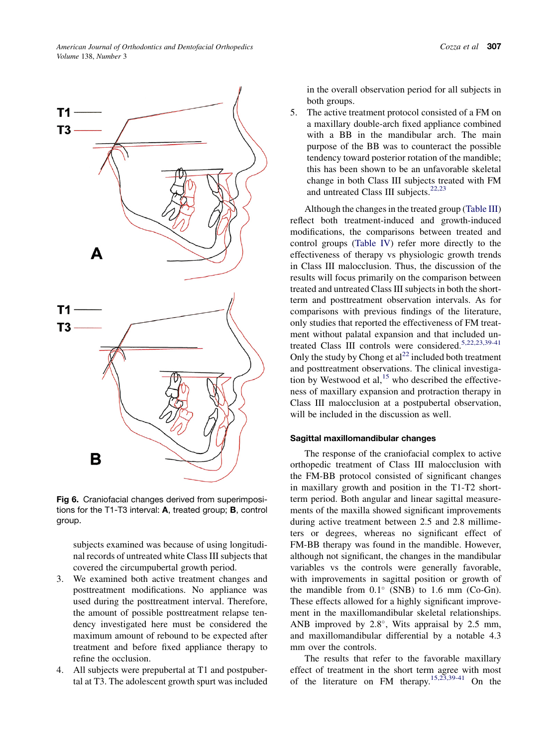Fig 6. Craniofacial changes derived from superimpositions for the T1-T3 interval: **A**, treated group; **B**, control group.

subjects examined was because of using longitudinal records of untreated white Class III subjects that covered the circumpubertal growth period.

3. We examined both active treatment changes and posttreatment modifications. No appliance was used during the posttreatment interval. Therefore, the amount of possible posttreatment relapse tendency investigated here must be considered the maximum amount of rebound to be expected after treatment and before fixed appliance therapy to refine the occlusion.
4. All subjects were prepubertal at T1 and postpubertal at T3. The adolescent growth spurt was included in the overall observation period for all subjects in both groups.
5. The active treatment protocol consisted of a FM on a maxillary double-arch fixed appliance combined with a BB in the mandibular arch. The main purpose of the BB was to counteract the possible tendency toward posterior rotation of the mandible; this has been shown to be an unfavorable skeletal change in both Class III subjects treated with FM and untreated Class III subjects.[22,23]

Although the changes in the treated group (Table III) reflect both treatment-induced and growth-induced modifications, the comparisons between treated and control groups (Table IV) refer more directly to the effectiveness of therapy vs physiologic growth trends in Class III malocclusion. Thus, the discussion of the results will focus primarily on the comparison between treated and untreated Class III subjects in both the short-term and posttreatment observation intervals. As for comparisons with previous findings of the literature, only studies that reported the effectiveness of FM treatment without palatal expansion and that included untreated Class III controls were considered.[5,22,23,39-41] Only the study by Chong et al[22] included both treatment and posttreatment observations. The clinical investigation by Westwood et al,[15] who described the effectiveness of maxillary expansion and protraction therapy in Class III malocclusion at a postpubertal observation, will be included in the discussion as well.

### Sagittal maxillomandibular changes

The response of the craniofacial complex to active orthopedic treatment of Class III malocclusion with the FM-BB protocol consisted of significant changes in maxillary growth and position in the T1-T2 short-term period. Both angular and linear sagittal measurements of the maxilla showed significant improvements during active treatment between 2.5 and 2.8 millimeters or degrees, whereas no significant effect of FM-BB therapy was found in the mandible. However, although not significant, the changes in the mandibular variables vs the controls were generally favorable, with improvements in sagittal position or growth of the mandible from 0.1° (SNB) to 1.6 mm (Co-Gn). These effects allowed for a highly significant improvement in the maxillomandibular skeletal relationships. ANB improved by 2.8°, Wits appraisal by 2.5 mm, and maxillomandibular differential by a notable 4.3 mm over the controls.

The results that refer to the favorable maxillary effect of treatment in the short term agree with most of the literature on FM therapy.[15,23,39-41] On the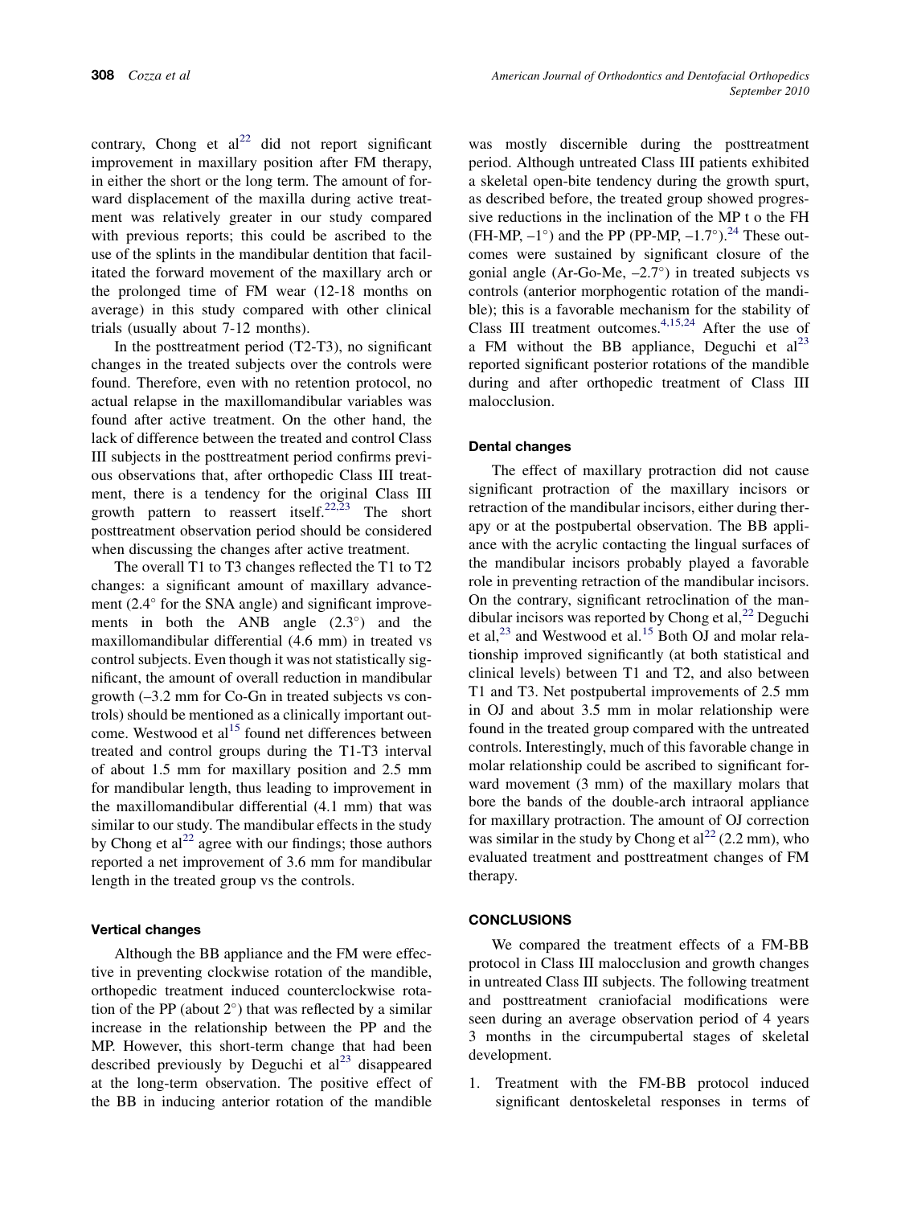contrary, Chong et al[22] did not report significant improvement in maxillary position after FM therapy, in either the short or the long term. The amount of forward displacement of the maxilla during active treatment was relatively greater in our study compared with previous reports; this could be ascribed to the use of the splints in the mandibular dentition that facilitated the forward movement of the maxillary arch or the prolonged time of FM wear (12-18 months on average) in this study compared with other clinical trials (usually about 7-12 months).

In the posttreatment period (T2-T3), no significant changes in the treated subjects over the controls were found. Therefore, even with no retention protocol, no actual relapse in the maxillomandibular variables was found after active treatment. On the other hand, the lack of difference between the treated and control Class III subjects in the posttreatment period confirms previous observations that, after orthopedic Class III treatment, there is a tendency for the original Class III growth pattern to reassert itself.[22,23] The short posttreatment observation period should be considered when discussing the changes after active treatment.

The overall T1 to T3 changes reflected the T1 to T2 changes: a significant amount of maxillary advancement (2.4° for the SNA angle) and significant improvements in both the ANB angle (2.3°) and the maxillomandibular differential (4.6 mm) in treated vs control subjects. Even though it was not statistically significant, the amount of overall reduction in mandibular growth (–3.2 mm for Co-Gn in treated subjects vs controls) should be mentioned as a clinically important outcome. Westwood et al[15] found net differences between treated and control groups during the T1-T3 interval of about 1.5 mm for maxillary position and 2.5 mm for mandibular length, thus leading to improvement in the maxillomandibular differential (4.1 mm) that was similar to our study. The mandibular effects in the study by Chong et al[22] agree with our findings; those authors reported a net improvement of 3.6 mm for mandibular length in the treated group vs the controls.

### Vertical changes

Although the BB appliance and the FM were effective in preventing clockwise rotation of the mandible, orthopedic treatment induced counterclockwise rotation of the PP (about 2°) that was reflected by a similar increase in the relationship between the PP and the MP. However, this short-term change that had been described previously by Deguchi et al[23] disappeared at the long-term observation. The positive effect of the BB in inducing anterior rotation of the mandible was mostly discernible during the posttreatment period. Although untreated Class III patients exhibited a skeletal open-bite tendency during the growth spurt, as described before, the treated group showed progressive reductions in the inclination of the MP t o the FH (FH-MP, –1°) and the PP (PP-MP, –1.7°).[24] These outcomes were sustained by significant closure of the gonial angle (Ar-Go-Me, –2.7°) in treated subjects vs controls (anterior morphogentic rotation of the mandible); this is a favorable mechanism for the stability of Class III treatment outcomes.[4,15,24] After the use of a FM without the BB appliance, Deguchi et al[23] reported significant posterior rotations of the mandible during and after orthopedic treatment of Class III malocclusion.

### Dental changes

The effect of maxillary protraction did not cause significant protraction of the maxillary incisors or retraction of the mandibular incisors, either during therapy or at the postpubertal observation. The BB appliance with the acrylic contacting the lingual surfaces of the mandibular incisors probably played a favorable role in preventing retraction of the mandibular incisors. On the contrary, significant retroclination of the mandibular incisors was reported by Chong et al,[22] Deguchi et al,[23] and Westwood et al.[15] Both OJ and molar relationship improved significantly (at both statistical and clinical levels) between T1 and T2, and also between T1 and T3. Net postpubertal improvements of 2.5 mm in OJ and about 3.5 mm in molar relationship were found in the treated group compared with the untreated controls. Interestingly, much of this favorable change in molar relationship could be ascribed to significant forward movement (3 mm) of the maxillary molars that bore the bands of the double-arch intraoral appliance for maxillary protraction. The amount of OJ correction was similar in the study by Chong et al[22] (2.2 mm), who evaluated treatment and posttreatment changes of FM therapy.

## CONCLUSIONS

We compared the treatment effects of a FM-BB protocol in Class III malocclusion and growth changes in untreated Class III subjects. The following treatment and posttreatment craniofacial modifications were seen during an average observation period of 4 years 3 months in the circumpubertal stages of skeletal development.

1. Treatment with the FM-BB protocol induced significant dentoskeletal responses in terms of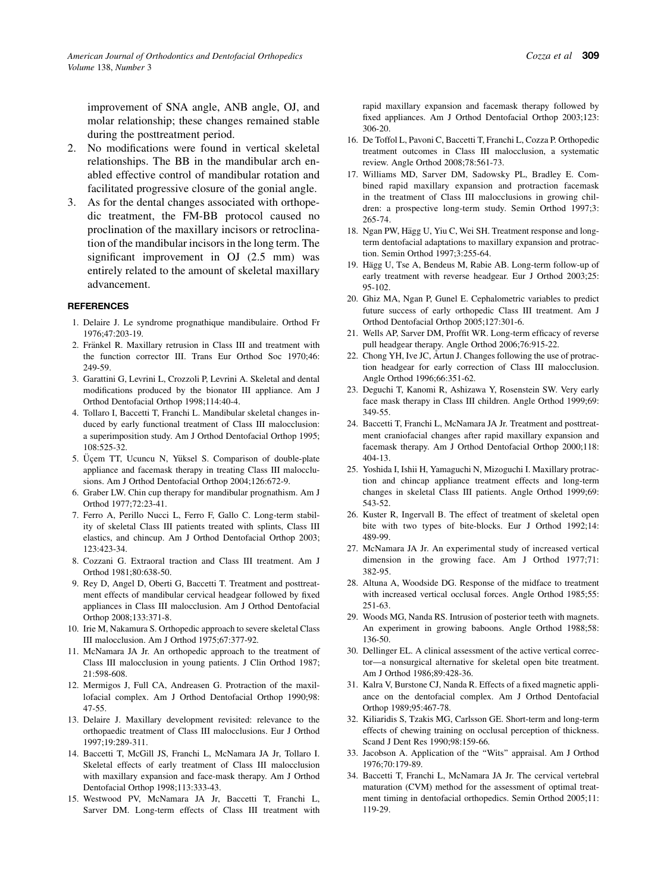improvement of SNA angle, ANB angle, OJ, and molar relationship; these changes remained stable during the posttreatment period.

2. No modifications were found in vertical skeletal relationships. The BB in the mandibular arch enabled effective control of mandibular rotation and facilitated progressive closure of the gonial angle.
3. As for the dental changes associated with orthopedic treatment, the FM-BB protocol caused no proclination of the maxillary incisors or retroclination of the mandibular incisors in the long term. The significant improvement in OJ (2.5 mm) was entirely related to the amount of skeletal maxillary advancement.

## REFERENCES

1. Delaire J. Le syndrome prognathique mandibulaire. Orthod Fr 1976;47:203-19.
2. Fränkel R. Maxillary retrusion in Class III and treatment with the function corrector III. Trans Eur Orthod Soc 1970;46: 249-59.
3. Garattini G, Levrini L, Crozzoli P, Levrini A. Skeletal and dental modifications produced by the bionator III appliance. Am J Orthod Dentofacial Orthop 1998;114:40-4.
4. Tollaro I, Baccetti T, Franchi L. Mandibular skeletal changes induced by early functional treatment of Class III malocclusion: a superimposition study. Am J Orthod Dentofacial Orthop 1995; 108:525-32.
5. Üçem TT, Ucuncu N, Yüksel S. Comparison of double-plate appliance and facemask therapy in treating Class III malocclusions. Am J Orthod Dentofacial Orthop 2004;126:672-9.
6. Graber LW. Chin cup therapy for mandibular prognathism. Am J Orthod 1977;72:23-41.
7. Ferro A, Perillo Nucci L, Ferro F, Gallo C. Long-term stability of skeletal Class III patients treated with splints, Class III elastics, and chincup. Am J Orthod Dentofacial Orthop 2003; 123:423-34.
8. Cozzani G. Extraoral traction and Class III treatment. Am J Orthod 1981;80:638-50.
9. Rey D, Angel D, Oberti G, Baccetti T. Treatment and posttreatment effects of mandibular cervical headgear followed by fixed appliances in Class III malocclusion. Am J Orthod Dentofacial Orthop 2008;133:371-8.
10. Irie M, Nakamura S. Orthopedic approach to severe skeletal Class III malocclusion. Am J Orthod 1975;67:377-92.
11. McNamara JA Jr. An orthopedic approach to the treatment of Class III malocclusion in young patients. J Clin Orthod 1987; 21:598-608.
12. Mermigos J, Full CA, Andreasen G. Protraction of the maxillofacial complex. Am J Orthod Dentofacial Orthop 1990;98: 47-55.
13. Delaire J. Maxillary development revisited: relevance to the orthopaedic treatment of Class III malocclusions. Eur J Orthod 1997;19:289-311.
14. Baccetti T, McGill JS, Franchi L, McNamara JA Jr, Tollaro I. Skeletal effects of early treatment of Class III malocclusion with maxillary expansion and face-mask therapy. Am J Orthod Dentofacial Orthop 1998;113:333-43.
15. Westwood PV, McNamara JA Jr, Baccetti T, Franchi L, Sarver DM. Long-term effects of Class III treatment with rapid maxillary expansion and facemask therapy followed by fixed appliances. Am J Orthod Dentofacial Orthop 2003;123: 306-20.
16. De Toffol L, Pavoni C, Baccetti T, Franchi L, Cozza P. Orthopedic treatment outcomes in Class III malocclusion, a systematic review. Angle Orthod 2008;78:561-73.
17. Williams MD, Sarver DM, Sadowsky PL, Bradley E. Combined rapid maxillary expansion and protraction facemask in the treatment of Class III malocclusions in growing children: a prospective long-term study. Semin Orthod 1997;3: 265-74.
18. Ngan PW, Hägg U, Yiu C, Wei SH. Treatment response and long-term dentofacial adaptations to maxillary expansion and protraction. Semin Orthod 1997;3:255-64.
19. Hägg U, Tse A, Bendeus M, Rabie AB. Long-term follow-up of early treatment with reverse headgear. Eur J Orthod 2003;25: 95-102.
20. Ghiz MA, Ngan P, Gunel E. Cephalometric variables to predict future success of early orthopedic Class III treatment. Am J Orthod Dentofacial Orthop 2005;127:301-6.
21. Wells AP, Sarver DM, Proffit WR. Long-term efficacy of reverse pull headgear therapy. Angle Orthod 2006;76:915-22.
22. Chong YH, Ive JC, Årtun J. Changes following the use of protraction headgear for early correction of Class III malocclusion. Angle Orthod 1996;66:351-62.
23. Deguchi T, Kanomi R, Ashizawa Y, Rosenstein SW. Very early face mask therapy in Class III children. Angle Orthod 1999;69: 349-55.
24. Baccetti T, Franchi L, McNamara JA Jr. Treatment and posttreatment craniofacial changes after rapid maxillary expansion and facemask therapy. Am J Orthod Dentofacial Orthop 2000;118: 404-13.
25. Yoshida I, Ishii H, Yamaguchi N, Mizoguchi I. Maxillary protraction and chincap appliance treatment effects and long-term changes in skeletal Class III patients. Angle Orthod 1999;69: 543-52.
26. Kuster R, Ingervall B. The effect of treatment of skeletal open bite with two types of bite-blocks. Eur J Orthod 1992;14: 489-99.
27. McNamara JA Jr. An experimental study of increased vertical dimension in the growing face. Am J Orthod 1977;71: 382-95.
28. Altuna A, Woodside DG. Response of the midface to treatment with increased vertical occlusal forces. Angle Orthod 1985;55: 251-63.
29. Woods MG, Nanda RS. Intrusion of posterior teeth with magnets. An experiment in growing baboons. Angle Orthod 1988;58: 136-50.
30. Dellinger EL. A clinical assessment of the active vertical corrector—a nonsurgical alternative for skeletal open bite treatment. Am J Orthod 1986;89:428-36.
31. Kalra V, Burstone CJ, Nanda R. Effects of a fixed magnetic appliance on the dentofacial complex. Am J Orthod Dentofacial Orthop 1989;95:467-78.
32. Kiliaridis S, Tzakis MG, Carlsson GE. Short-term and long-term effects of chewing training on occlusal perception of thickness. Scand J Dent Res 1990;98:159-66.
33. Jacobson A. Application of the "Wits" appraisal. Am J Orthod 1976;70:179-89.
34. Baccetti T, Franchi L, McNamara JA Jr. The cervical vertebral maturation (CVM) method for the assessment of optimal treatment timing in dentofacial orthopedics. Semin Orthod 2005;11: 119-29.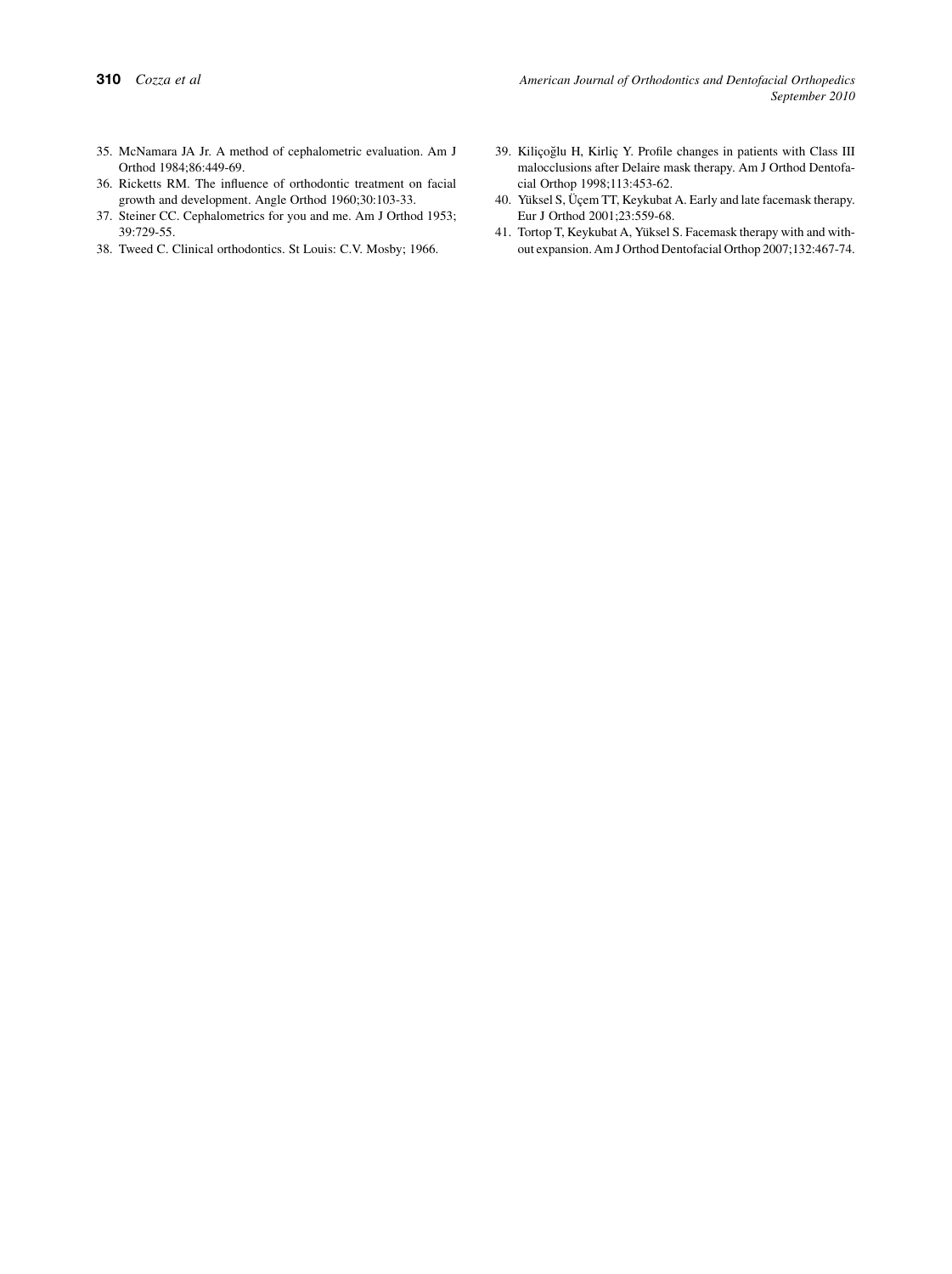35. McNamara JA Jr. A method of cephalometric evaluation. Am J Orthod 1984;86:449-69.
36. Ricketts RM. The influence of orthodontic treatment on facial growth and development. Angle Orthod 1960;30:103-33.
37. Steiner CC. Cephalometrics for you and me. Am J Orthod 1953; 39:729-55.
38. Tweed C. Clinical orthodontics. St Louis: C.V. Mosby; 1966.
39. Kiliçoğlu H, Kirliç Y. Profile changes in patients with Class III malocclusions after Delaire mask therapy. Am J Orthod Dentofacial Orthop 1998;113:453-62.
40. Yüksel S, Üçem TT, Keykubat A. Early and late facemask therapy. Eur J Orthod 2001;23:559-68.
41. Tortop T, Keykubat A, Yüksel S. Facemask therapy with and without expansion. Am J Orthod Dentofacial Orthop 2007;132:467-74.